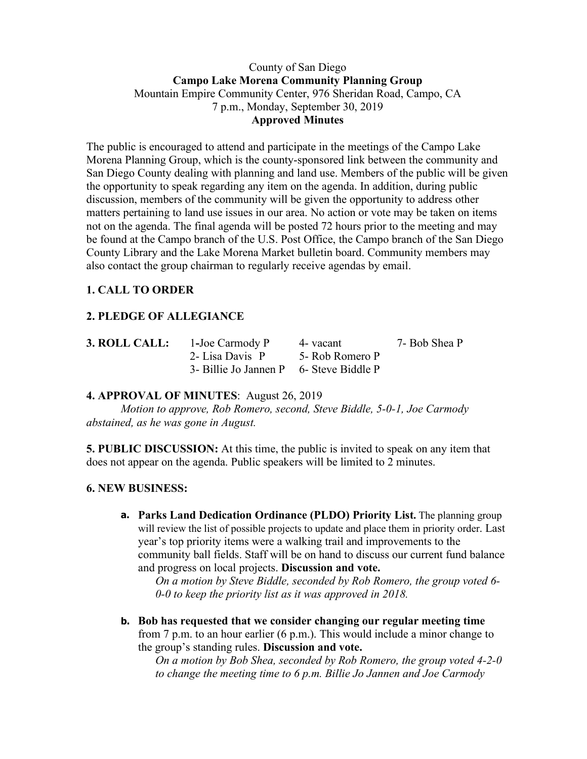County of San Diego
**Campo Lake Morena Community Planning Group**
Mountain Empire Community Center, 976 Sheridan Road, Campo, CA
7 p.m., Monday, September 30, 2019
**Approved Minutes**

The public is encouraged to attend and participate in the meetings of the Campo Lake Morena Planning Group, which is the county-sponsored link between the community and San Diego County dealing with planning and land use. Members of the public will be given the opportunity to speak regarding any item on the agenda. In addition, during public discussion, members of the community will be given the opportunity to address other matters pertaining to land use issues in our area. No action or vote may be taken on items not on the agenda. The final agenda will be posted 72 hours prior to the meeting and may be found at the Campo branch of the U.S. Post Office, the Campo branch of the San Diego County Library and the Lake Morena Market bulletin board. Community members may also contact the group chairman to regularly receive agendas by email.

**1. CALL TO ORDER**

**2. PLEDGE OF ALLEGIANCE**

| **3. ROLL CALL:** | 1-Joe Carmody P | 4- vacant | 7- Bob Shea P |
|---|---|---|---|
| | 2- Lisa Davis P | 5- Rob Romero P | |
| | 3- Billie Jo Jannen P | 6- Steve Biddle P | |

**4. APPROVAL OF MINUTES**: August 26, 2019
*Motion to approve, Rob Romero, second, Steve Biddle, 5-0-1, Joe Carmody abstained, as he was gone in August.*

**5. PUBLIC DISCUSSION:** At this time, the public is invited to speak on any item that does not appear on the agenda. Public speakers will be limited to 2 minutes.

**6. NEW BUSINESS:**

**a. Parks Land Dedication Ordinance (PLDO) Priority List.** The planning group will review the list of possible projects to update and place them in priority order. Last year's top priority items were a walking trail and improvements to the community ball fields. Staff will be on hand to discuss our current fund balance and progress on local projects. **Discussion and vote.**
*On a motion by Steve Biddle, seconded by Rob Romero, the group voted 6-0-0 to keep the priority list as it was approved in 2018.*

**b. Bob has requested that we consider changing our regular meeting time** from 7 p.m. to an hour earlier (6 p.m.). This would include a minor change to the group's standing rules. **Discussion and vote.**
*On a motion by Bob Shea, seconded by Rob Romero, the group voted 4-2-0 to change the meeting time to 6 p.m. Billie Jo Jannen and Joe Carmody*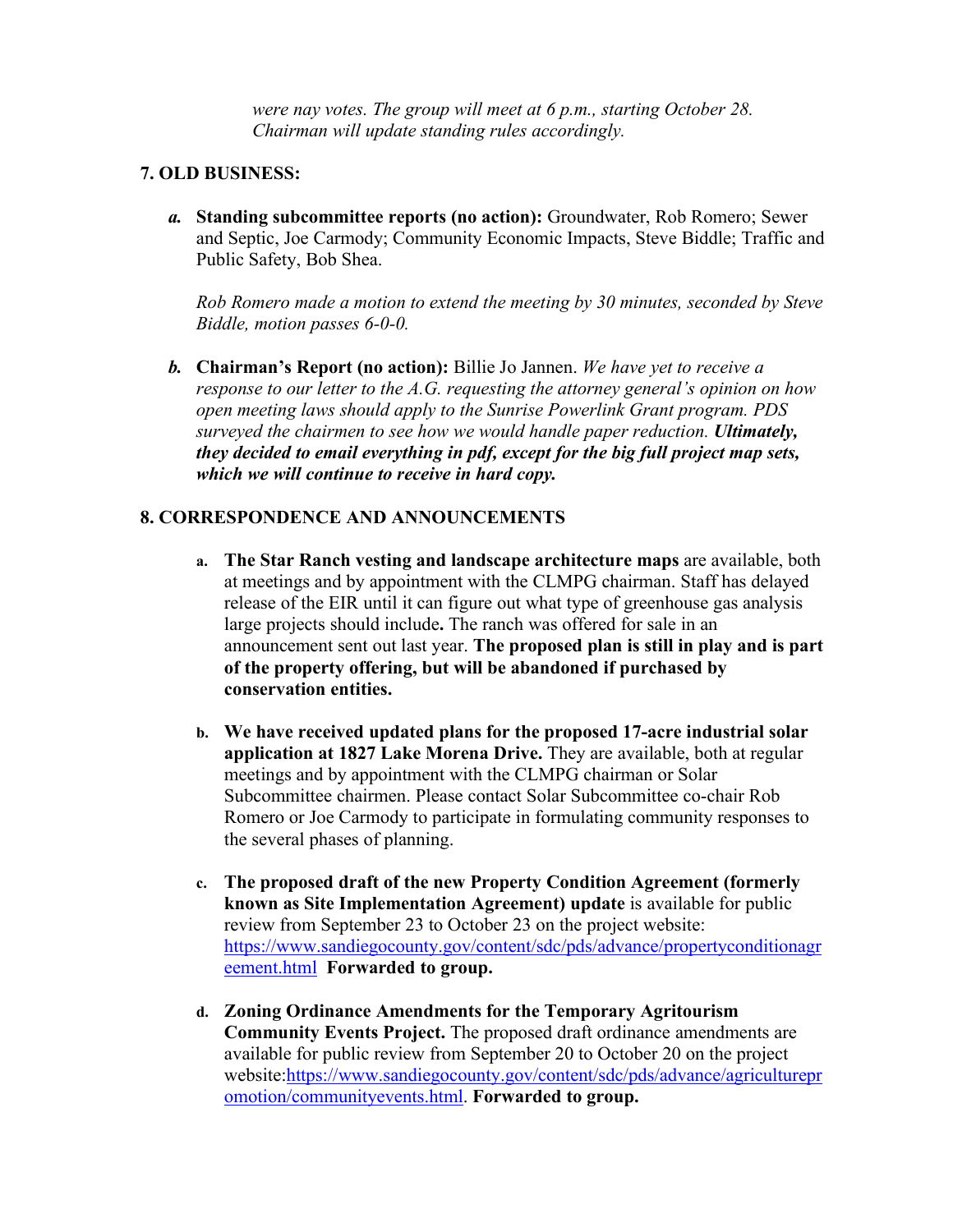*were nay votes. The group will meet at 6 p.m., starting October 28. Chairman will update standing rules accordingly.*

## 7. OLD BUSINESS:

*a.* **Standing subcommittee reports (no action):** Groundwater, Rob Romero; Sewer and Septic, Joe Carmody; Community Economic Impacts, Steve Biddle; Traffic and Public Safety, Bob Shea.

*Rob Romero made a motion to extend the meeting by 30 minutes, seconded by Steve Biddle, motion passes 6-0-0.*

*b.* **Chairman's Report (no action):** Billie Jo Jannen. *We have yet to receive a response to our letter to the A.G. requesting the attorney general's opinion on how open meeting laws should apply to the Sunrise Powerlink Grant program. PDS surveyed the chairmen to see how we would handle paper reduction.* ***Ultimately, they decided to email everything in pdf, except for the big full project map sets, which we will continue to receive in hard copy.***

## 8. CORRESPONDENCE AND ANNOUNCEMENTS

a. **The Star Ranch vesting and landscape architecture maps** are available, both at meetings and by appointment with the CLMPG chairman. Staff has delayed release of the EIR until it can figure out what type of greenhouse gas analysis large projects should include**.** The ranch was offered for sale in an announcement sent out last year. **The proposed plan is still in play and is part of the property offering, but will be abandoned if purchased by conservation entities.**

b. **We have received updated plans for the proposed 17-acre industrial solar application at 1827 Lake Morena Drive.** They are available, both at regular meetings and by appointment with the CLMPG chairman or Solar Subcommittee chairmen. Please contact Solar Subcommittee co-chair Rob Romero or Joe Carmody to participate in formulating community responses to the several phases of planning.

c. **The proposed draft of the new Property Condition Agreement (formerly known as Site Implementation Agreement) update** is available for public review from September 23 to October 23 on the project website: https://www.sandiegocounty.gov/content/sdc/pds/advance/propertyconditionagreement.html **Forwarded to group.**

d. **Zoning Ordinance Amendments for the Temporary Agritourism Community Events Project.** The proposed draft ordinance amendments are available for public review from September 20 to October 20 on the project website:https://www.sandiegocounty.gov/content/sdc/pds/advance/agriculturepromotion/communityevents.html. **Forwarded to group.**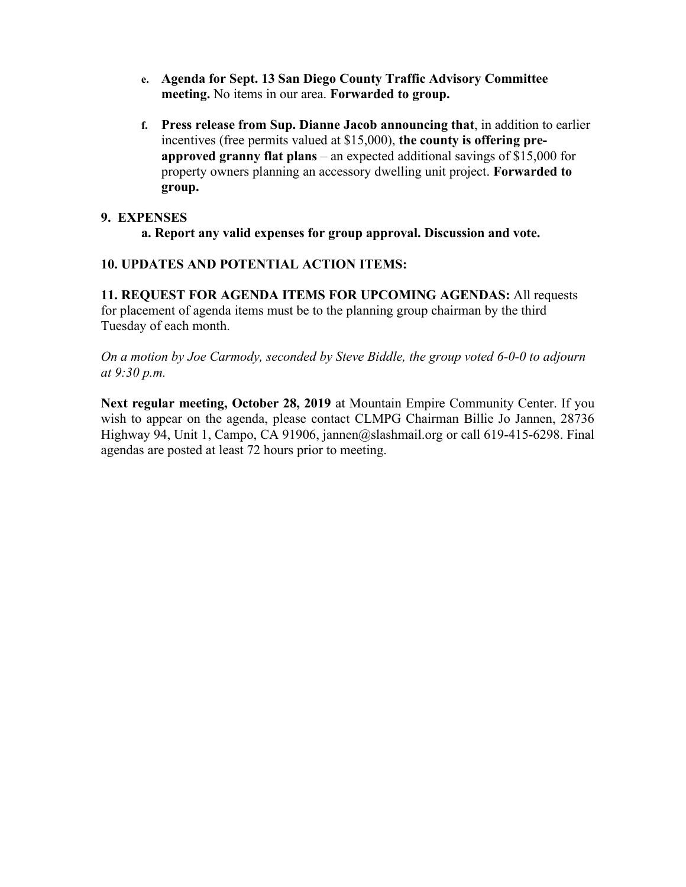e. **Agenda for Sept. 13 San Diego County Traffic Advisory Committee meeting.** No items in our area. **Forwarded to group.**

f. **Press release from Sup. Dianne Jacob announcing that**, in addition to earlier incentives (free permits valued at $15,000), **the county is offering pre-approved granny flat plans** – an expected additional savings of $15,000 for property owners planning an accessory dwelling unit project. **Forwarded to group.**

**9. EXPENSES**

**a. Report any valid expenses for group approval. Discussion and vote.**

**10. UPDATES AND POTENTIAL ACTION ITEMS:**

**11. REQUEST FOR AGENDA ITEMS FOR UPCOMING AGENDAS:** All requests for placement of agenda items must be to the planning group chairman by the third Tuesday of each month.

*On a motion by Joe Carmody, seconded by Steve Biddle, the group voted 6-0-0 to adjourn at 9:30 p.m.*

**Next regular meeting, October 28, 2019** at Mountain Empire Community Center. If you wish to appear on the agenda, please contact CLMPG Chairman Billie Jo Jannen, 28736 Highway 94, Unit 1, Campo, CA 91906, jannen@slashmail.org or call 619-415-6298. Final agendas are posted at least 72 hours prior to meeting.